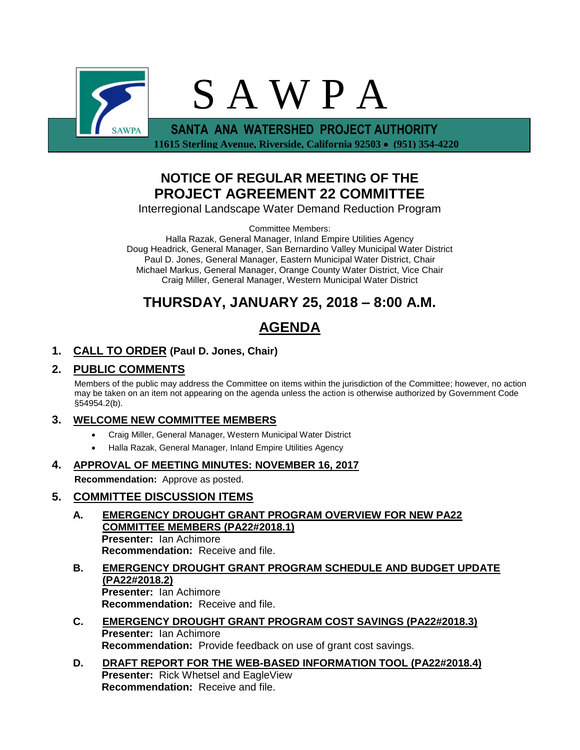# S A W P A

**SANTA ANA WATERSHED PROJECT AUTHORITY**

**11615 Sterling Avenue, Riverside, California 92503 • (951) 354-4220**

## NOTICE OF REGULAR MEETING OF THE PROJECT AGREEMENT 22 COMMITTEE

Interregional Landscape Water Demand Reduction Program

Committee Members:
Halla Razak, General Manager, Inland Empire Utilities Agency
Doug Headrick, General Manager, San Bernardino Valley Municipal Water District
Paul D. Jones, General Manager, Eastern Municipal Water District, Chair
Michael Markus, General Manager, Orange County Water District, Vice Chair
Craig Miller, General Manager, Western Municipal Water District

## THURSDAY, JANUARY 25, 2018 – 8:00 A.M.

## AGENDA

### 1. CALL TO ORDER (Paul D. Jones, Chair)

### 2. PUBLIC COMMENTS

Members of the public may address the Committee on items within the jurisdiction of the Committee; however, no action may be taken on an item not appearing on the agenda unless the action is otherwise authorized by Government Code §54954.2(b).

### 3. WELCOME NEW COMMITTEE MEMBERS

- Craig Miller, General Manager, Western Municipal Water District
- Halla Razak, General Manager, Inland Empire Utilities Agency

### 4. APPROVAL OF MEETING MINUTES: NOVEMBER 16, 2017

**Recommendation:** Approve as posted.

### 5. COMMITTEE DISCUSSION ITEMS

**A. EMERGENCY DROUGHT GRANT PROGRAM OVERVIEW FOR NEW PA22 COMMITTEE MEMBERS (PA22#2018.1)**
**Presenter:** Ian Achimore
**Recommendation:** Receive and file.

**B. EMERGENCY DROUGHT GRANT PROGRAM SCHEDULE AND BUDGET UPDATE (PA22#2018.2)**
**Presenter:** Ian Achimore
**Recommendation:** Receive and file.

**C. EMERGENCY DROUGHT GRANT PROGRAM COST SAVINGS (PA22#2018.3)**
**Presenter:** Ian Achimore
**Recommendation:** Provide feedback on use of grant cost savings.

**D. DRAFT REPORT FOR THE WEB-BASED INFORMATION TOOL (PA22#2018.4)**
**Presenter:** Rick Whetsel and EagleView
**Recommendation:** Receive and file.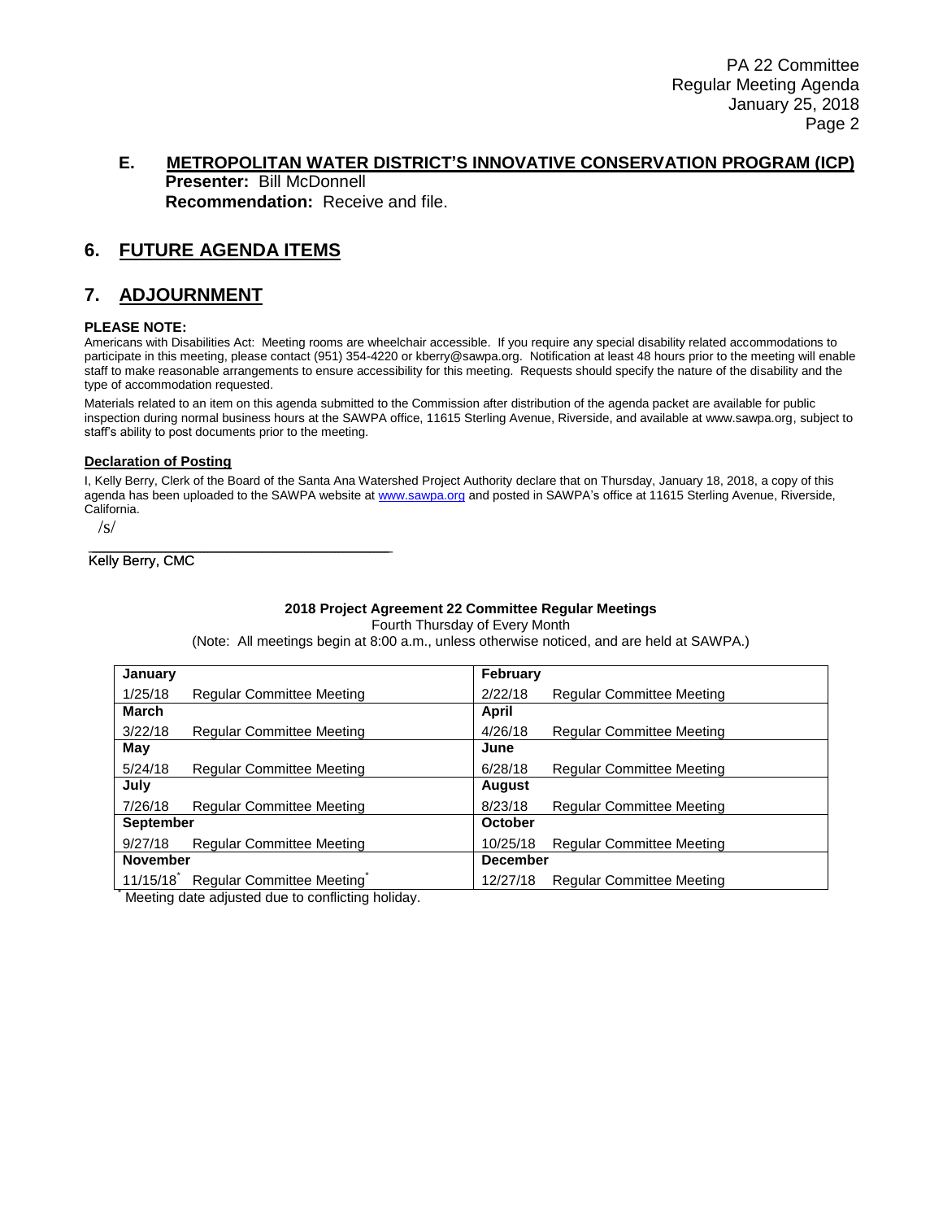**E. METROPOLITAN WATER DISTRICT'S INNOVATIVE CONSERVATION PROGRAM (ICP)**

**Presenter:** Bill McDonnell
**Recommendation:** Receive and file.

## 6. FUTURE AGENDA ITEMS

## 7. ADJOURNMENT

**PLEASE NOTE:**
Americans with Disabilities Act: Meeting rooms are wheelchair accessible. If you require any special disability related accommodations to participate in this meeting, please contact (951) 354-4220 or kberry@sawpa.org. Notification at least 48 hours prior to the meeting will enable staff to make reasonable arrangements to ensure accessibility for this meeting. Requests should specify the nature of the disability and the type of accommodation requested.

Materials related to an item on this agenda submitted to the Commission after distribution of the agenda packet are available for public inspection during normal business hours at the SAWPA office, 11615 Sterling Avenue, Riverside, and available at www.sawpa.org, subject to staff's ability to post documents prior to the meeting.

**Declaration of Posting**

I, Kelly Berry, Clerk of the Board of the Santa Ana Watershed Project Authority declare that on Thursday, January 18, 2018, a copy of this agenda has been uploaded to the SAWPA website at www.sawpa.org and posted in SAWPA's office at 11615 Sterling Avenue, Riverside, California.

/s/

Kelly Berry, CMC

**2018 Project Agreement 22 Committee Regular Meetings**
Fourth Thursday of Every Month
(Note: All meetings begin at 8:00 a.m., unless otherwise noticed, and are held at SAWPA.)

| | | | |
|---|---|---|---|
| **January** | | **February** | |
| 1/25/18 | Regular Committee Meeting | 2/22/18 | Regular Committee Meeting |
| **March** | | **April** | |
| 3/22/18 | Regular Committee Meeting | 4/26/18 | Regular Committee Meeting |
| **May** | | **June** | |
| 5/24/18 | Regular Committee Meeting | 6/28/18 | Regular Committee Meeting |
| **July** | | **August** | |
| 7/26/18 | Regular Committee Meeting | 8/23/18 | Regular Committee Meeting |
| **September** | | **October** | |
| 9/27/18 | Regular Committee Meeting | 10/25/18 | Regular Committee Meeting |
| **November** | | **December** | |
| 11/15/18* | Regular Committee Meeting* | 12/27/18 | Regular Committee Meeting |

\* Meeting date adjusted due to conflicting holiday.